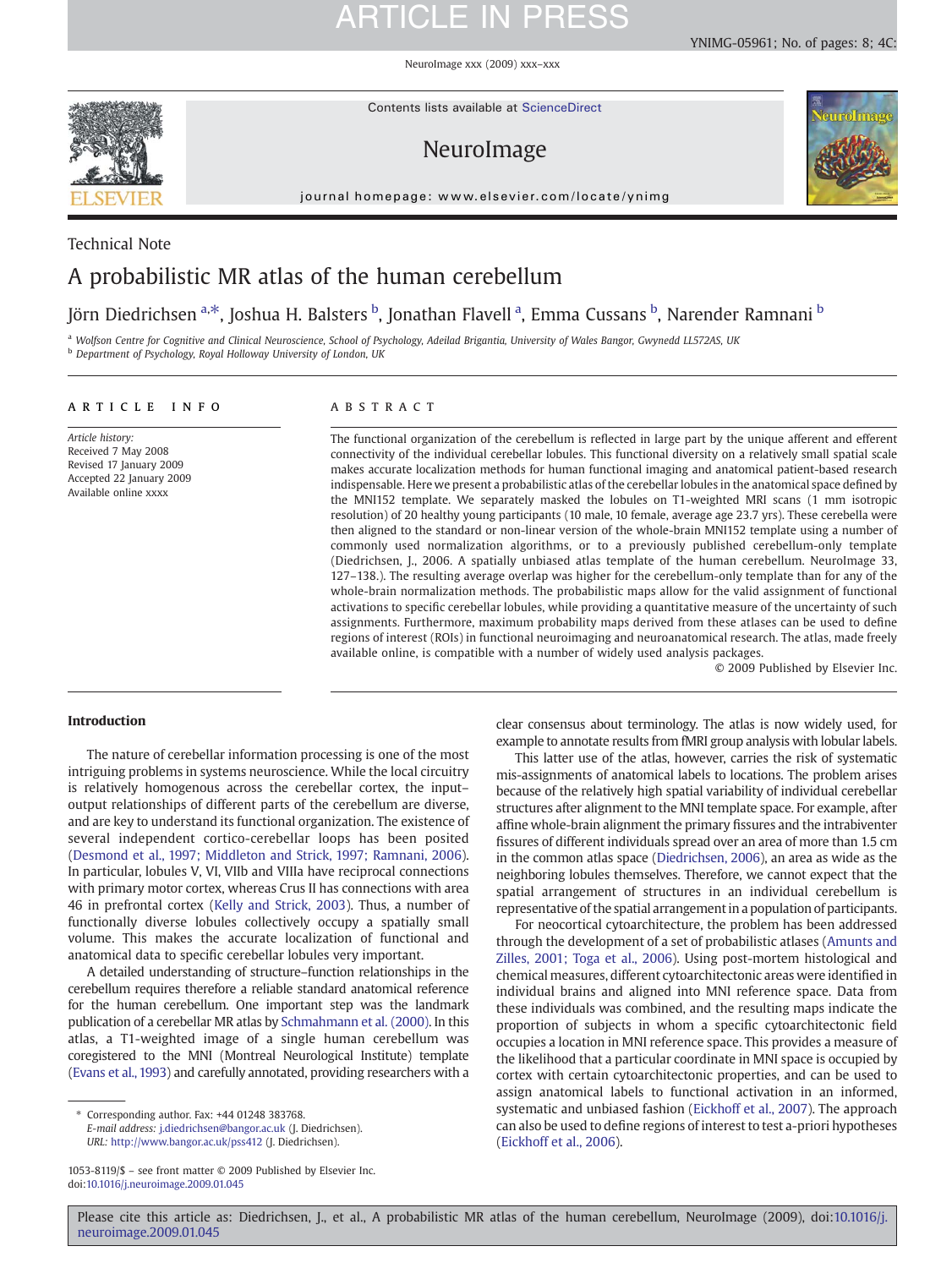Technical Note

# A probabilistic MR atlas of the human cerebellum

Jörn Diedrichsen [a,*], Joshua H. Balsters [b], Jonathan Flavell [a], Emma Cussans [b], Narender Ramnani [b]

[a] Wolfson Centre for Cognitive and Clinical Neuroscience, School of Psychology, Adeilad Brigantia, University of Wales Bangor, Gwynedd LL572AS, UK
[b] Department of Psychology, Royal Holloway University of London, UK

## ARTICLE INFO

*Article history:*
Received 7 May 2008
Revised 17 January 2009
Accepted 22 January 2009
Available online xxxx

## ABSTRACT

The functional organization of the cerebellum is reflected in large part by the unique afferent and efferent connectivity of the individual cerebellar lobules. This functional diversity on a relatively small spatial scale makes accurate localization methods for human functional imaging and anatomical patient-based research indispensable. Here we present a probabilistic atlas of the cerebellar lobules in the anatomical space defined by the MNI152 template. We separately masked the lobules on T1-weighted MRI scans (1 mm isotropic resolution) of 20 healthy young participants (10 male, 10 female, average age 23.7 yrs). These cerebella were then aligned to the standard or non-linear version of the whole-brain MNI152 template using a number of commonly used normalization algorithms, or to a previously published cerebellum-only template (Diedrichsen, J., 2006. A spatially unbiased atlas template of the human cerebellum. NeuroImage 33, 127–138.). The resulting average overlap was higher for the cerebellum-only template than for any of the whole-brain normalization methods. The probabilistic maps allow for the valid assignment of functional activations to specific cerebellar lobules, while providing a quantitative measure of the uncertainty of such assignments. Furthermore, maximum probability maps derived from these atlases can be used to define regions of interest (ROIs) in functional neuroimaging and neuroanatomical research. The atlas, made freely available online, is compatible with a number of widely used analysis packages.

© 2009 Published by Elsevier Inc.

## Introduction

The nature of cerebellar information processing is one of the most intriguing problems in systems neuroscience. While the local circuitry is relatively homogenous across the cerebellar cortex, the input–output relationships of different parts of the cerebellum are diverse, and are key to understand its functional organization. The existence of several independent cortico-cerebellar loops has been posited (Desmond et al., 1997; Middleton and Strick, 1997; Ramnani, 2006). In particular, lobules V, VI, VIIb and VIIIa have reciprocal connections with primary motor cortex, whereas Crus II has connections with area 46 in prefrontal cortex (Kelly and Strick, 2003). Thus, a number of functionally diverse lobules collectively occupy a spatially small volume. This makes the accurate localization of functional and anatomical data to specific cerebellar lobules very important.

A detailed understanding of structure–function relationships in the cerebellum requires therefore a reliable standard anatomical reference for the human cerebellum. One important step was the landmark publication of a cerebellar MR atlas by Schmahmann et al. (2000). In this atlas, a T1-weighted image of a single human cerebellum was coregistered to the MNI (Montreal Neurological Institute) template (Evans et al., 1993) and carefully annotated, providing researchers with a clear consensus about terminology. The atlas is now widely used, for example to annotate results from fMRI group analysis with lobular labels.

This latter use of the atlas, however, carries the risk of systematic mis-assignments of anatomical labels to locations. The problem arises because of the relatively high spatial variability of individual cerebellar structures after alignment to the MNI template space. For example, after affine whole-brain alignment the primary fissures and the intrabiventer fissures of different individuals spread over an area of more than 1.5 cm in the common atlas space (Diedrichsen, 2006), an area as wide as the neighboring lobules themselves. Therefore, we cannot expect that the spatial arrangement of structures in an individual cerebellum is representative of the spatial arrangement in a population of participants.

For neocortical cytoarchitecture, the problem has been addressed through the development of a set of probabilistic atlases (Amunts and Zilles, 2001; Toga et al., 2006). Using post-mortem histological and chemical measures, different cytoarchitectonic areas were identified in individual brains and aligned into MNI reference space. Data from these individuals was combined, and the resulting maps indicate the proportion of subjects in whom a specific cytoarchitectonic field occupies a location in MNI reference space. This provides a measure of the likelihood that a particular coordinate in MNI space is occupied by cortex with certain cytoarchitectonic properties, and can be used to assign anatomical labels to functional activation in an informed, systematic and unbiased fashion (Eickhoff et al., 2007). The approach can also be used to define regions of interest to test a-priori hypotheses (Eickhoff et al., 2006).

\* Corresponding author. Fax: +44 01248 383768.
*E-mail address:* j.diedrichsen@bangor.ac.uk (J. Diedrichsen).
*URL:* http://www.bangor.ac.uk/pss412 (J. Diedrichsen).

1053-8119/$ – see front matter © 2009 Published by Elsevier Inc.
doi:10.1016/j.neuroimage.2009.01.045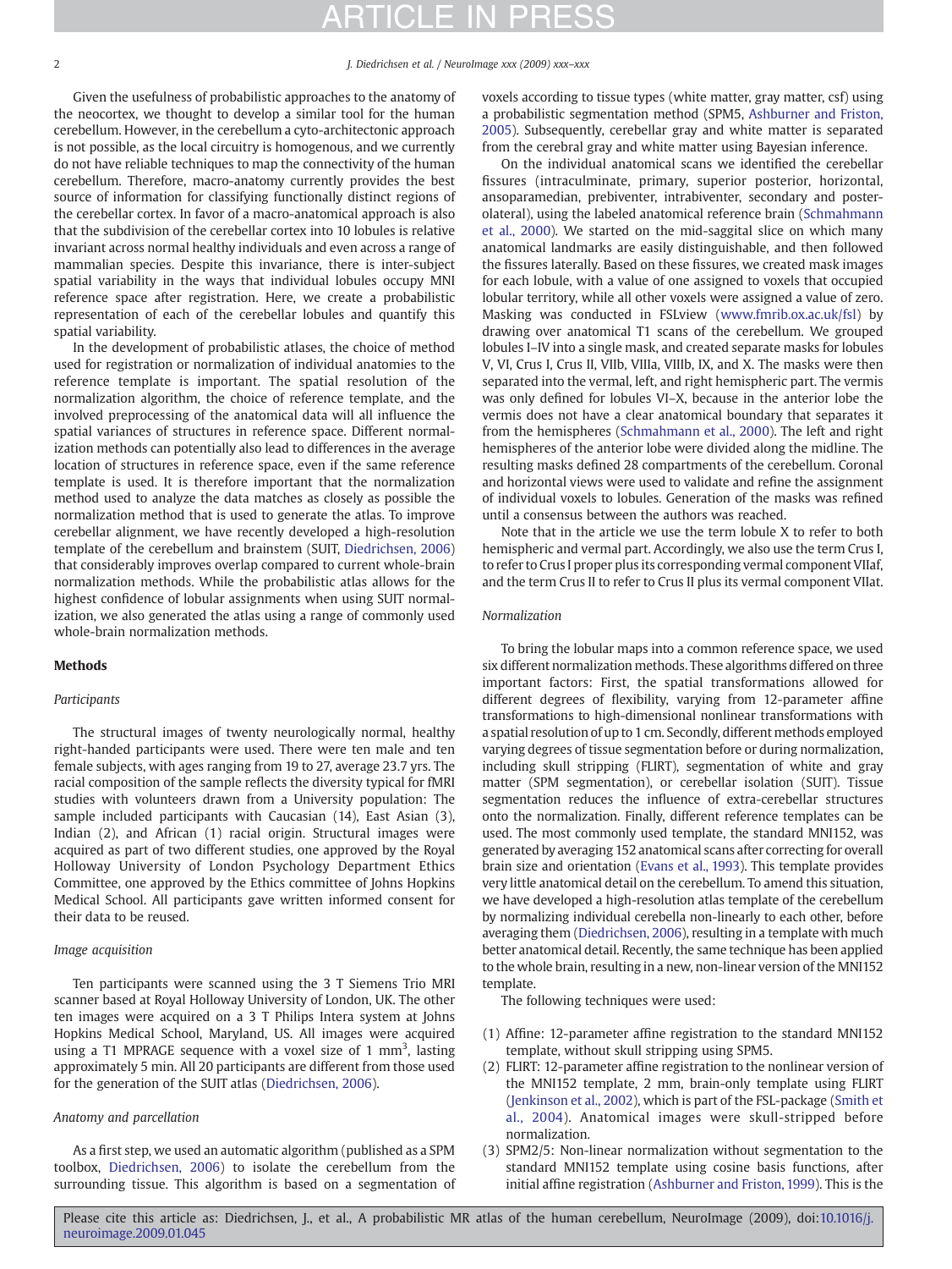Given the usefulness of probabilistic approaches to the anatomy of the neocortex, we thought to develop a similar tool for the human cerebellum. However, in the cerebellum a cyto-architectonic approach is not possible, as the local circuitry is homogenous, and we currently do not have reliable techniques to map the connectivity of the human cerebellum. Therefore, macro-anatomy currently provides the best source of information for classifying functionally distinct regions of the cerebellar cortex. In favor of a macro-anatomical approach is also that the subdivision of the cerebellar cortex into 10 lobules is relative invariant across normal healthy individuals and even across a range of mammalian species. Despite this invariance, there is inter-subject spatial variability in the ways that individual lobules occupy MNI reference space after registration. Here, we create a probabilistic representation of each of the cerebellar lobules and quantify this spatial variability.

In the development of probabilistic atlases, the choice of method used for registration or normalization of individual anatomies to the reference template is important. The spatial resolution of the normalization algorithm, the choice of reference template, and the involved preprocessing of the anatomical data will all influence the spatial variances of structures in reference space. Different normalization methods can potentially also lead to differences in the average location of structures in reference space, even if the same reference template is used. It is therefore important that the normalization method used to analyze the data matches as closely as possible the normalization method that is used to generate the atlas. To improve cerebellar alignment, we have recently developed a high-resolution template of the cerebellum and brainstem (SUIT, Diedrichsen, 2006) that considerably improves overlap compared to current whole-brain normalization methods. While the probabilistic atlas allows for the highest confidence of lobular assignments when using SUIT normalization, we also generated the atlas using a range of commonly used whole-brain normalization methods.

## Methods

### *Participants*

The structural images of twenty neurologically normal, healthy right-handed participants were used. There were ten male and ten female subjects, with ages ranging from 19 to 27, average 23.7 yrs. The racial composition of the sample reflects the diversity typical for fMRI studies with volunteers drawn from a University population: The sample included participants with Caucasian (14), East Asian (3), Indian (2), and African (1) racial origin. Structural images were acquired as part of two different studies, one approved by the Royal Holloway University of London Psychology Department Ethics Committee, one approved by the Ethics committee of Johns Hopkins Medical School. All participants gave written informed consent for their data to be reused.

### *Image acquisition*

Ten participants were scanned using the 3 T Siemens Trio MRI scanner based at Royal Holloway University of London, UK. The other ten images were acquired on a 3 T Philips Intera system at Johns Hopkins Medical School, Maryland, US. All images were acquired using a T1 MPRAGE sequence with a voxel size of 1 mm$^3$, lasting approximately 5 min. All 20 participants are different from those used for the generation of the SUIT atlas (Diedrichsen, 2006).

### *Anatomy and parcellation*

As a first step, we used an automatic algorithm (published as a SPM toolbox, Diedrichsen, 2006) to isolate the cerebellum from the surrounding tissue. This algorithm is based on a segmentation of voxels according to tissue types (white matter, gray matter, csf) using a probabilistic segmentation method (SPM5, Ashburner and Friston, 2005). Subsequently, cerebellar gray and white matter is separated from the cerebral gray and white matter using Bayesian inference.

On the individual anatomical scans we identified the cerebellar fissures (intraculminate, primary, superior posterior, horizontal, ansoparamedian, prebiventer, intrabiventer, secondary and posterolateral), using the labeled anatomical reference brain (Schmahmann et al., 2000). We started on the mid-saggital slice on which many anatomical landmarks are easily distinguishable, and then followed the fissures laterally. Based on these fissures, we created mask images for each lobule, with a value of one assigned to voxels that occupied lobular territory, while all other voxels were assigned a value of zero. Masking was conducted in FSLview (www.fmrib.ox.ac.uk/fsl) by drawing over anatomical T1 scans of the cerebellum. We grouped lobules I–IV into a single mask, and created separate masks for lobules V, VI, Crus I, Crus II, VIIb, VIIIa, VIIIb, IX, and X. The masks were then separated into the vermal, left, and right hemispheric part. The vermis was only defined for lobules VI–X, because in the anterior lobe the vermis does not have a clear anatomical boundary that separates it from the hemispheres (Schmahmann et al., 2000). The left and right hemispheres of the anterior lobe were divided along the midline. The resulting masks defined 28 compartments of the cerebellum. Coronal and horizontal views were used to validate and refine the assignment of individual voxels to lobules. Generation of the masks was refined until a consensus between the authors was reached.

Note that in the article we use the term lobule X to refer to both hemispheric and vermal part. Accordingly, we also use the term Crus I, to refer to Crus I proper plus its corresponding vermal component VIIaf, and the term Crus II to refer to Crus II plus its vermal component VIIat.

### *Normalization*

To bring the lobular maps into a common reference space, we used six different normalization methods. These algorithms differed on three important factors: First, the spatial transformations allowed for different degrees of flexibility, varying from 12-parameter affine transformations to high-dimensional nonlinear transformations with a spatial resolution of up to 1 cm. Secondly, different methods employed varying degrees of tissue segmentation before or during normalization, including skull stripping (FLIRT), segmentation of white and gray matter (SPM segmentation), or cerebellar isolation (SUIT). Tissue segmentation reduces the influence of extra-cerebellar structures onto the normalization. Finally, different reference templates can be used. The most commonly used template, the standard MNI152, was generated by averaging 152 anatomical scans after correcting for overall brain size and orientation (Evans et al., 1993). This template provides very little anatomical detail on the cerebellum. To amend this situation, we have developed a high-resolution atlas template of the cerebellum by normalizing individual cerebella non-linearly to each other, before averaging them (Diedrichsen, 2006), resulting in a template with much better anatomical detail. Recently, the same technique has been applied to the whole brain, resulting in a new, non-linear version of the MNI152 template.

The following techniques were used:

(1) Affine: 12-parameter affine registration to the standard MNI152 template, without skull stripping using SPM5.
(2) FLIRT: 12-parameter affine registration to the nonlinear version of the MNI152 template, 2 mm, brain-only template using FLIRT (Jenkinson et al., 2002), which is part of the FSL-package (Smith et al., 2004). Anatomical images were skull-stripped before normalization.
(3) SPM2/5: Non-linear normalization without segmentation to the standard MNI152 template using cosine basis functions, after initial affine registration (Ashburner and Friston, 1999). This is the

Please cite this article as: Diedrichsen, J., et al., A probabilistic MR atlas of the human cerebellum, NeuroImage (2009), doi:10.1016/j.neuroimage.2009.01.045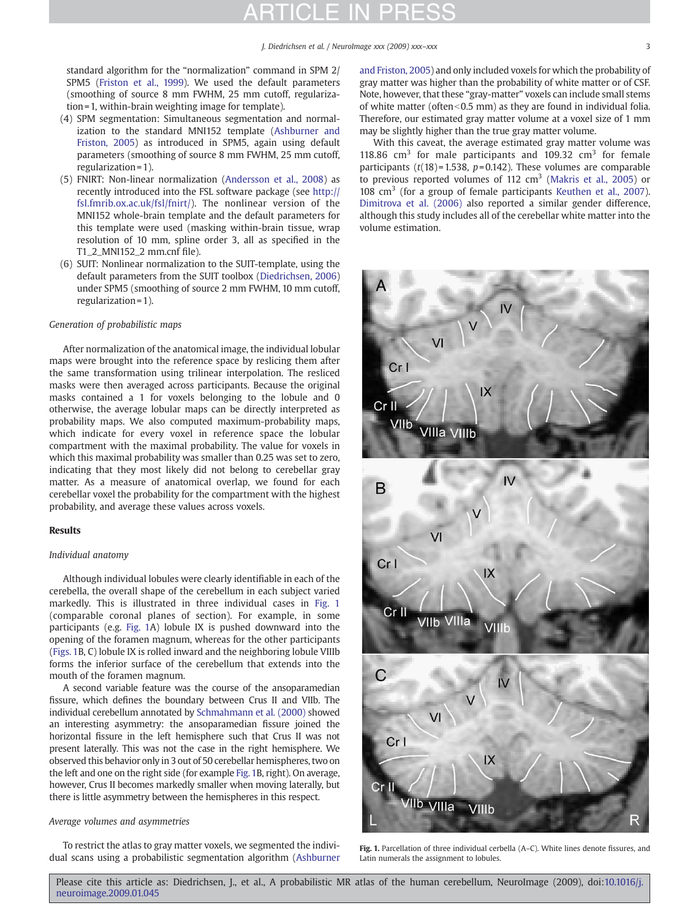standard algorithm for the "normalization" command in SPM 2/SPM5 (Friston et al., 1999). We used the default parameters (smoothing of source 8 mm FWHM, 25 mm cutoff, regularization = 1, within-brain weighting image for template).

4. SPM segmentation: Simultaneous segmentation and normalization to the standard MNI152 template (Ashburner and Friston, 2005) as introduced in SPM5, again using default parameters (smoothing of source 8 mm FWHM, 25 mm cutoff, regularization = 1).
5. FNIRT: Non-linear normalization (Andersson et al., 2008) as recently introduced into the FSL software package (see http://fsl.fmrib.ox.ac.uk/fsl/fnirt/). The nonlinear version of the MNI152 whole-brain template and the default parameters for this template were used (masking within-brain tissue, wrap resolution of 10 mm, spline order 3, all as specified in the T1_2_MNI152_2 mm.cnf file).
6. SUIT: Nonlinear normalization to the SUIT-template, using the default parameters from the SUIT toolbox (Diedrichsen, 2006) under SPM5 (smoothing of source 2 mm FWHM, 10 mm cutoff, regularization = 1).

### Generation of probabilistic maps

After normalization of the anatomical image, the individual lobular maps were brought into the reference space by reslicing them after the same transformation using trilinear interpolation. The resliced masks were then averaged across participants. Because the original masks contained a 1 for voxels belonging to the lobule and 0 otherwise, the average lobular maps can be directly interpreted as probability maps. We also computed maximum-probability maps, which indicate for every voxel in reference space the lobular compartment with the maximal probability. The value for voxels in which this maximal probability was smaller than 0.25 was set to zero, indicating that they most likely did not belong to cerebellar gray matter. As a measure of anatomical overlap, we found for each cerebellar voxel the probability for the compartment with the highest probability, and average these values across voxels.

## Results

### Individual anatomy

Although individual lobules were clearly identifiable in each of the cerebella, the overall shape of the cerebellum in each subject varied markedly. This is illustrated in three individual cases in Fig. 1 (comparable coronal planes of section). For example, in some participants (e.g. Fig. 1A) lobule IX is pushed downward into the opening of the foramen magnum, whereas for the other participants (Figs. 1B, C) lobule IX is rolled inward and the neighboring lobule VIIIb forms the inferior surface of the cerebellum that extends into the mouth of the foramen magnum.

A second variable feature was the course of the ansoparamedian fissure, which defines the boundary between Crus II and VIIb. The individual cerebellum annotated by Schmahmann et al. (2000) showed an interesting asymmetry: the ansoparamedian fissure joined the horizontal fissure in the left hemisphere such that Crus II was not present laterally. This was not the case in the right hemisphere. We observed this behavior only in 3 out of 50 cerebellar hemispheres, two on the left and one on the right side (for example Fig. 1B, right). On average, however, Crus II becomes markedly smaller when moving laterally, but there is little asymmetry between the hemispheres in this respect.

### Average volumes and asymmetries

To restrict the atlas to gray matter voxels, we segmented the individual scans using a probabilistic segmentation algorithm (Ashburner and Friston, 2005) and only included voxels for which the probability of gray matter was higher than the probability of white matter or of CSF. Note, however, that these "gray-matter" voxels can include small stems of white matter (often < 0.5 mm) as they are found in individual folia. Therefore, our estimated gray matter volume at a voxel size of 1 mm may be slightly higher than the true gray matter volume.

With this caveat, the average estimated gray matter volume was 118.86 cm$^3$ for male participants and 109.32 cm$^3$ for female participants ($t(18) = 1.538$, $p = 0.142$). These volumes are comparable to previous reported volumes of 112 cm$^3$ (Makris et al., 2005) or 108 cm$^3$ (for a group of female participants Keuthen et al., 2007). Dimitrova et al. (2006) also reported a similar gender difference, although this study includes all of the cerebellar white matter into the volume estimation.

Fig. 1. Parcellation of three individual cerbella (A–C). White lines denote fissures, and Latin numerals the assignment to lobules.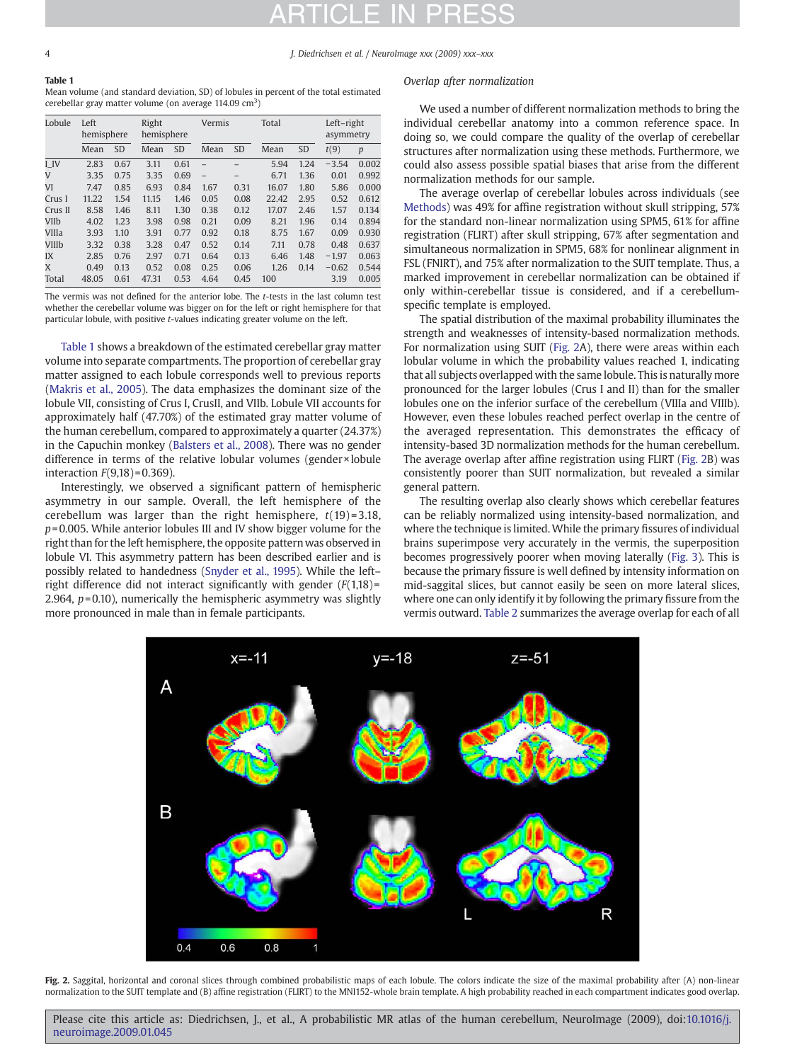**Table 1**
Mean volume (and standard deviation, SD) of lobules in percent of the total estimated cerebellar gray matter volume (on average 114.09 cm$^3$)

| Lobule | Left hemisphere | | Right hemisphere | | Vermis | | Total | | Left–right asymmetry | |
|---|---|---|---|---|---|---|---|---|---|---|
| | Mean | SD | Mean | SD | Mean | SD | Mean | SD | $t(9)$ | $p$ |
| I_IV | 2.83 | 0.67 | 3.11 | 0.61 | – | – | 5.94 | 1.24 | −3.54 | 0.002 |
| V | 3.35 | 0.75 | 3.35 | 0.69 | – | – | 6.71 | 1.36 | 0.01 | 0.992 |
| VI | 7.47 | 0.85 | 6.93 | 0.84 | 1.67 | 0.31 | 16.07 | 1.80 | 5.86 | 0.000 |
| Crus I | 11.22 | 1.54 | 11.15 | 1.46 | 0.05 | 0.08 | 22.42 | 2.95 | 0.52 | 0.612 |
| Crus II | 8.58 | 1.46 | 8.11 | 1.30 | 0.38 | 0.12 | 17.07 | 2.46 | 1.57 | 0.134 |
| VIIb | 4.02 | 1.23 | 3.98 | 0.98 | 0.21 | 0.09 | 8.21 | 1.96 | 0.14 | 0.894 |
| VIIIa | 3.93 | 1.10 | 3.91 | 0.77 | 0.92 | 0.18 | 8.75 | 1.67 | 0.09 | 0.930 |
| VIIIb | 3.32 | 0.38 | 3.28 | 0.47 | 0.52 | 0.14 | 7.11 | 0.78 | 0.48 | 0.637 |
| IX | 2.85 | 0.76 | 2.97 | 0.71 | 0.64 | 0.13 | 6.46 | 1.48 | −1.97 | 0.063 |
| X | 0.49 | 0.13 | 0.52 | 0.08 | 0.25 | 0.06 | 1.26 | 0.14 | −0.62 | 0.544 |
| Total | 48.05 | 0.61 | 47.31 | 0.53 | 4.64 | 0.45 | 100 | | 3.19 | 0.005 |

The vermis was not defined for the anterior lobe. The $t$-tests in the last column test whether the cerebellar volume was bigger on for the left or right hemisphere for that particular lobule, with positive $t$-values indicating greater volume on the left.

Table 1 shows a breakdown of the estimated cerebellar gray matter volume into separate compartments. The proportion of cerebellar gray matter assigned to each lobule corresponds well to previous reports (Makris et al., 2005). The data emphasizes the dominant size of the lobule VII, consisting of Crus I, CrusII, and VIIb. Lobule VII accounts for approximately half (47.70%) of the estimated gray matter volume of the human cerebellum, compared to approximately a quarter (24.37%) in the Capuchin monkey (Balsters et al., 2008). There was no gender difference in terms of the relative lobular volumes (gender×lobule interaction $F(9,18)=0.369$).

Interestingly, we observed a significant pattern of hemispheric asymmetry in our sample. Overall, the left hemisphere of the cerebellum was larger than the right hemisphere, $t(19)=3.18$, $p=0.005$. While anterior lobules III and IV show bigger volume for the right than for the left hemisphere, the opposite pattern was observed in lobule VI. This asymmetry pattern has been described earlier and is possibly related to handedness (Snyder et al., 1995). While the left–right difference did not interact significantly with gender ($F(1,18)=2.964$, $p=0.10$), numerically the hemispheric asymmetry was slightly more pronounced in male than in female participants.

### *Overlap after normalization*

We used a number of different normalization methods to bring the individual cerebellar anatomy into a common reference space. In doing so, we could compare the quality of the overlap of cerebellar structures after normalization using these methods. Furthermore, we could also assess possible spatial biases that arise from the different normalization methods for our sample.

The average overlap of cerebellar lobules across individuals (see Methods) was 49% for affine registration without skull stripping, 57% for the standard non-linear normalization using SPM5, 61% for affine registration (FLIRT) after skull stripping, 67% after segmentation and simultaneous normalization in SPM5, 68% for nonlinear alignment in FSL (FNIRT), and 75% after normalization to the SUIT template. Thus, a marked improvement in cerebellar normalization can be obtained if only within-cerebellar tissue is considered, and if a cerebellum-specific template is employed.

The spatial distribution of the maximal probability illuminates the strength and weaknesses of intensity-based normalization methods. For normalization using SUIT (Fig. 2A), there were areas within each lobular volume in which the probability values reached 1, indicating that all subjects overlapped with the same lobule. This is naturally more pronounced for the larger lobules (Crus I and II) than for the smaller lobules one on the inferior surface of the cerebellum (VIIIa and VIIIb). However, even these lobules reached perfect overlap in the centre of the averaged representation. This demonstrates the efficacy of intensity-based 3D normalization methods for the human cerebellum. The average overlap after affine registration using FLIRT (Fig. 2B) was consistently poorer than SUIT normalization, but revealed a similar general pattern.

The resulting overlap also clearly shows which cerebellar features can be reliably normalized using intensity-based normalization, and where the technique is limited. While the primary fissures of individual brains superimpose very accurately in the vermis, the superposition becomes progressively poorer when moving laterally (Fig. 3). This is because the primary fissure is well defined by intensity information on mid-saggital slices, but cannot easily be seen on more lateral slices, where one can only identify it by following the primary fissure from the vermis outward. Table 2 summarizes the average overlap for each of all

**Fig. 2.** Saggital, horizontal and coronal slices through combined probabilistic maps of each lobule. The colors indicate the size of the maximal probability after (A) non-linear normalization to the SUIT template and (B) affine registration (FLIRT) to the MNI152-whole brain template. A high probability reached in each compartment indicates good overlap.

Please cite this article as: Diedrichsen, J., et al., A probabilistic MR atlas of the human cerebellum, NeuroImage (2009), doi:10.1016/j.neuroimage.2009.01.045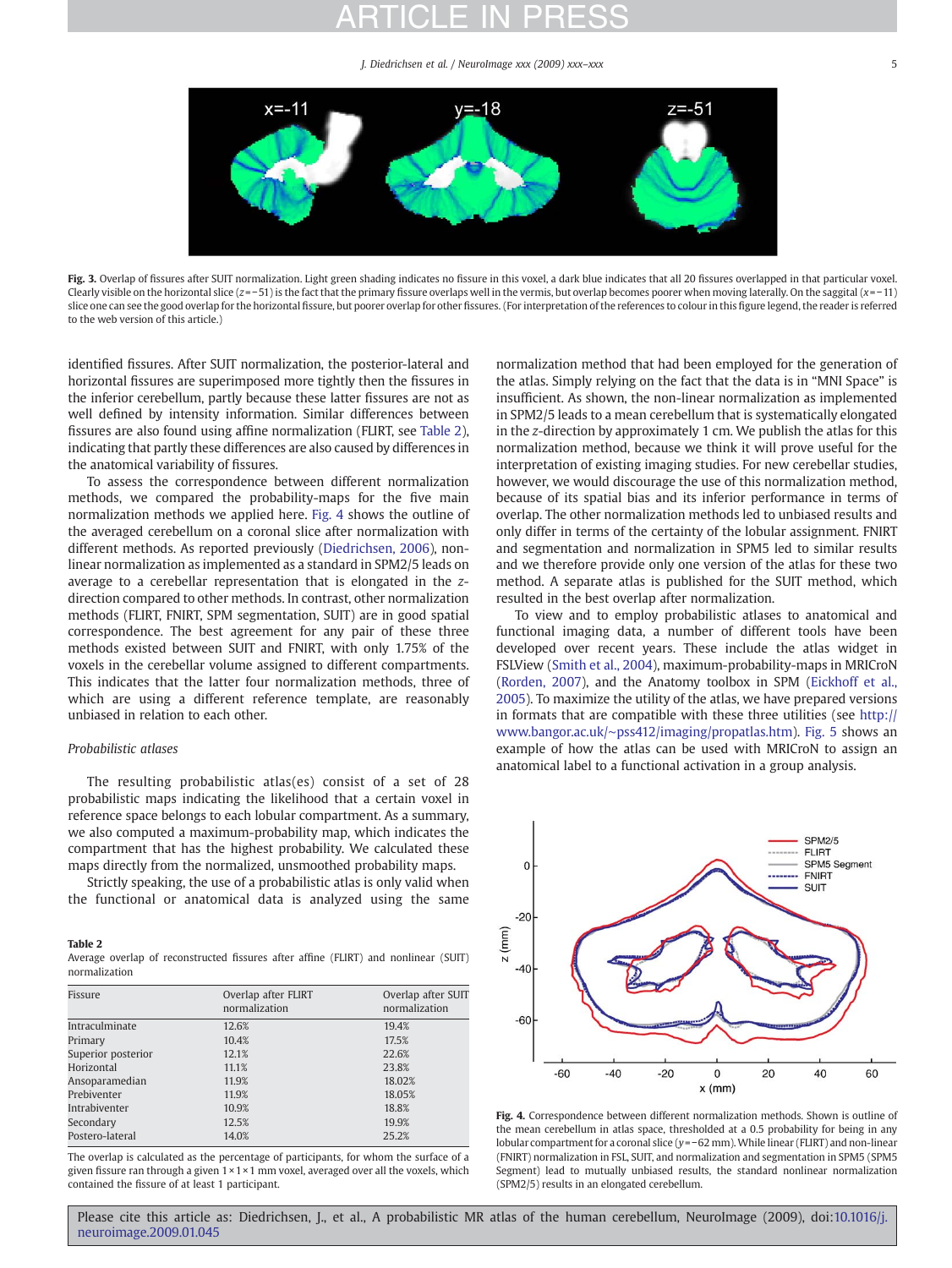Fig. 3. Overlap of fissures after SUIT normalization. Light green shading indicates no fissure in this voxel, a dark blue indicates that all 20 fissures overlapped in that particular voxel. Clearly visible on the horizontal slice ($z=-51$) is the fact that the primary fissure overlaps well in the vermis, but overlap becomes poorer when moving laterally. On the saggital ($x=-11$) slice one can see the good overlap for the horizontal fissure, but poorer overlap for other fissures. (For interpretation of the references to colour in this figure legend, the reader is referred to the web version of this article.)

identified fissures. After SUIT normalization, the posterior-lateral and horizontal fissures are superimposed more tightly then the fissures in the inferior cerebellum, partly because these latter fissures are not as well defined by intensity information. Similar differences between fissures are also found using affine normalization (FLIRT, see Table 2), indicating that partly these differences are also caused by differences in the anatomical variability of fissures.

To assess the correspondence between different normalization methods, we compared the probability-maps for the five main normalization methods we applied here. Fig. 4 shows the outline of the averaged cerebellum on a coronal slice after normalization with different methods. As reported previously (Diedrichsen, 2006), non-linear normalization as implemented as a standard in SPM2/5 leads on average to a cerebellar representation that is elongated in the $z$-direction compared to other methods. In contrast, other normalization methods (FLIRT, FNIRT, SPM segmentation, SUIT) are in good spatial correspondence. The best agreement for any pair of these three methods existed between SUIT and FNIRT, with only 1.75% of the voxels in the cerebellar volume assigned to different compartments. This indicates that the latter four normalization methods, three of which are using a different reference template, are reasonably unbiased in relation to each other.

### Probabilistic atlases

The resulting probabilistic atlas(es) consist of a set of 28 probabilistic maps indicating the likelihood that a certain voxel in reference space belongs to each lobular compartment. As a summary, we also computed a maximum-probability map, which indicates the compartment that has the highest probability. We calculated these maps directly from the normalized, unsmoothed probability maps.

Strictly speaking, the use of a probabilistic atlas is only valid when the functional or anatomical data is analyzed using the same normalization method that had been employed for the generation of the atlas. Simply relying on the fact that the data is in "MNI Space" is insufficient. As shown, the non-linear normalization as implemented in SPM2/5 leads to a mean cerebellum that is systematically elongated in the $z$-direction by approximately 1 cm. We publish the atlas for this normalization method, because we think it will prove useful for the interpretation of existing imaging studies. For new cerebellar studies, however, we would discourage the use of this normalization method, because of its spatial bias and its inferior performance in terms of overlap. The other normalization methods led to unbiased results and only differ in terms of the certainty of the lobular assignment. FNIRT and segmentation and normalization in SPM5 led to similar results and we therefore provide only one version of the atlas for these two method. A separate atlas is published for the SUIT method, which resulted in the best overlap after normalization.

To view and to employ probabilistic atlases to anatomical and functional imaging data, a number of different tools have been developed over recent years. These include the atlas widget in FSLView (Smith et al., 2004), maximum-probability-maps in MRICroN (Rorden, 2007), and the Anatomy toolbox in SPM (Eickhoff et al., 2005). To maximize the utility of the atlas, we have prepared versions in formats that are compatible with these three utilities (see http://www.bangor.ac.uk/~pss412/imaging/propatlas.htm). Fig. 5 shows an example of how the atlas can be used with MRICroN to assign an anatomical label to a functional activation in a group analysis.

**Table 2**
Average overlap of reconstructed fissures after affine (FLIRT) and nonlinear (SUIT) normalization

| Fissure | Overlap after FLIRT normalization | Overlap after SUIT normalization |
|---|---|---|
| Intraculminate | 12.6% | 19.4% |
| Primary | 10.4% | 17.5% |
| Superior posterior | 12.1% | 22.6% |
| Horizontal | 11.1% | 23.8% |
| Ansoparamedian | 11.9% | 18.02% |
| Prebiventer | 11.9% | 18.05% |
| Intrabiventer | 10.9% | 18.8% |
| Secondary | 12.5% | 19.9% |
| Postero-lateral | 14.0% | 25.2% |

The overlap is calculated as the percentage of participants, for whom the surface of a given fissure ran through a given 1×1×1 mm voxel, averaged over all the voxels, which contained the fissure of at least 1 participant.

Fig. 4. Correspondence between different normalization methods. Shown is outline of the mean cerebellum in atlas space, thresholded at a 0.5 probability for being in any lobular compartment for a coronal slice ($y=-62$ mm). While linear (FLIRT) and non-linear (FNIRT) normalization in FSL, SUIT, and normalization and segmentation in SPM5 (SPM5 Segment) lead to mutually unbiased results, the standard nonlinear normalization (SPM2/5) results in an elongated cerebellum.

Please cite this article as: Diedrichsen, J., et al., A probabilistic MR atlas of the human cerebellum, NeuroImage (2009), doi:10.1016/j.neuroimage.2009.01.045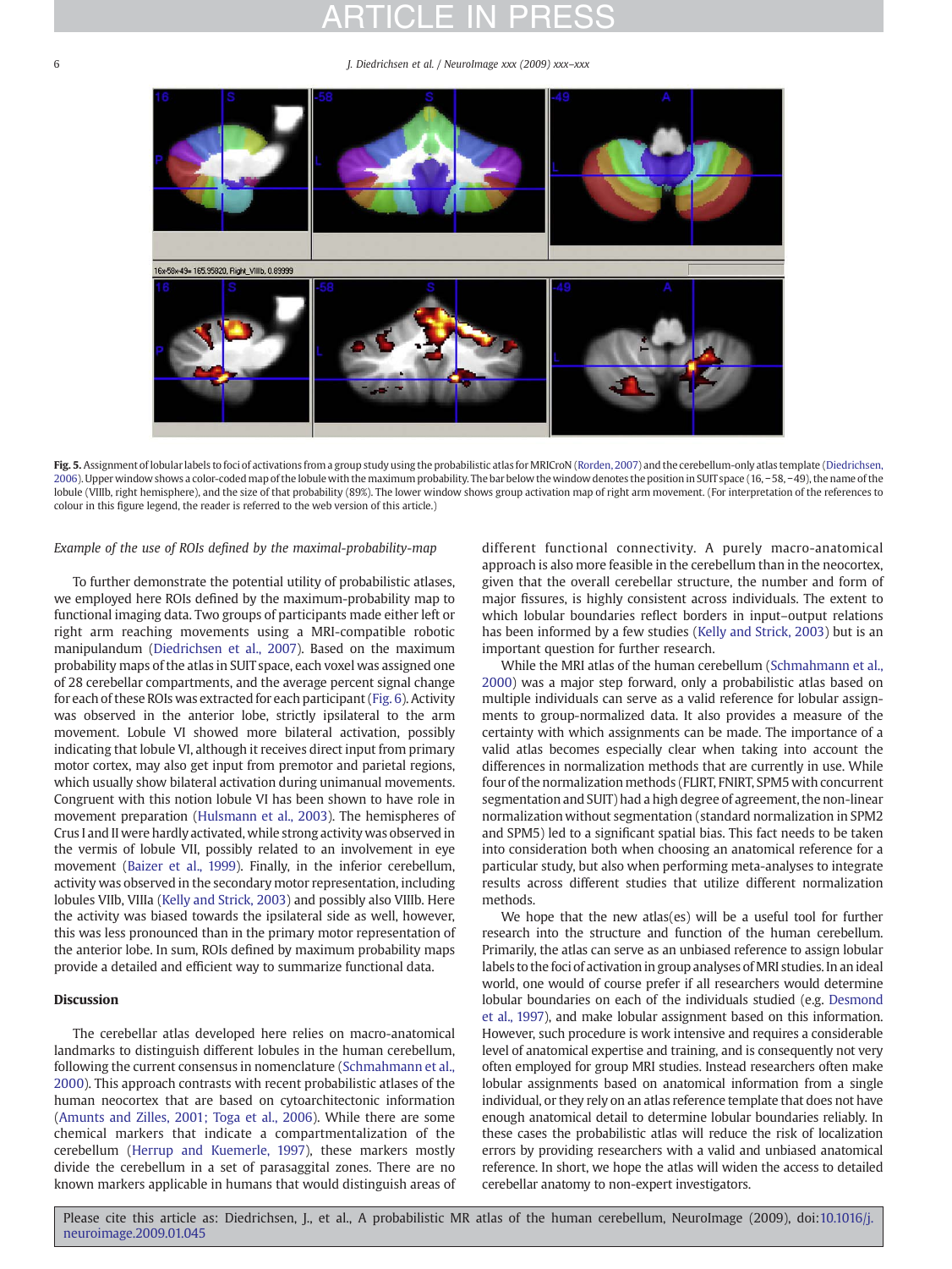**Fig. 5.** Assignment of lobular labels to foci of activations from a group study using the probabilistic atlas for MRICroN (Rorden, 2007) and the cerebellum-only atlas template (Diedrichsen, 2006). Upper window shows a color-coded map of the lobule with the maximum probability. The bar below the window denotes the position in SUIT space (16, −58, −49), the name of the lobule (VIIIb, right hemisphere), and the size of that probability (89%). The lower window shows group activation map of right arm movement. (For interpretation of the references to colour in this figure legend, the reader is referred to the web version of this article.)

*Example of the use of ROIs defined by the maximal-probability-map*

To further demonstrate the potential utility of probabilistic atlases, we employed here ROIs defined by the maximum-probability map to functional imaging data. Two groups of participants made either left or right arm reaching movements using a MRI-compatible robotic manipulandum (Diedrichsen et al., 2007). Based on the maximum probability maps of the atlas in SUIT space, each voxel was assigned one of 28 cerebellar compartments, and the average percent signal change for each of these ROIs was extracted for each participant (Fig. 6). Activity was observed in the anterior lobe, strictly ipsilateral to the arm movement. Lobule VI showed more bilateral activation, possibly indicating that lobule VI, although it receives direct input from primary motor cortex, may also get input from premotor and parietal regions, which usually show bilateral activation during unimanual movements. Congruent with this notion lobule VI has been shown to have role in movement preparation (Hulsmann et al., 2003). The hemispheres of Crus I and II were hardly activated, while strong activity was observed in the vermis of lobule VII, possibly related to an involvement in eye movement (Baizer et al., 1999). Finally, in the inferior cerebellum, activity was observed in the secondary motor representation, including lobules VIIb, VIIIa (Kelly and Strick, 2003) and possibly also VIIIb. Here the activity was biased towards the ipsilateral side as well, however, this was less pronounced than in the primary motor representation of the anterior lobe. In sum, ROIs defined by maximum probability maps provide a detailed and efficient way to summarize functional data.

## Discussion

The cerebellar atlas developed here relies on macro-anatomical landmarks to distinguish different lobules in the human cerebellum, following the current consensus in nomenclature (Schmahmann et al., 2000). This approach contrasts with recent probabilistic atlases of the human neocortex that are based on cytoarchitectonic information (Amunts and Zilles, 2001; Toga et al., 2006). While there are some chemical markers that indicate a compartmentalization of the cerebellum (Herrup and Kuemerle, 1997), these markers mostly divide the cerebellum in a set of parasaggital zones. There are no known markers applicable in humans that would distinguish areas of different functional connectivity. A purely macro-anatomical approach is also more feasible in the cerebellum than in the neocortex, given that the overall cerebellar structure, the number and form of major fissures, is highly consistent across individuals. The extent to which lobular boundaries reflect borders in input–output relations has been informed by a few studies (Kelly and Strick, 2003) but is an important question for further research.

While the MRI atlas of the human cerebellum (Schmahmann et al., 2000) was a major step forward, only a probabilistic atlas based on multiple individuals can serve as a valid reference for lobular assignments to group-normalized data. It also provides a measure of the certainty with which assignments can be made. The importance of a valid atlas becomes especially clear when taking into account the differences in normalization methods that are currently in use. While four of the normalization methods (FLIRT, FNIRT, SPM5 with concurrent segmentation and SUIT) had a high degree of agreement, the non-linear normalization without segmentation (standard normalization in SPM2 and SPM5) led to a significant spatial bias. This fact needs to be taken into consideration both when choosing an anatomical reference for a particular study, but also when performing meta-analyses to integrate results across different studies that utilize different normalization methods.

We hope that the new atlas(es) will be a useful tool for further research into the structure and function of the human cerebellum. Primarily, the atlas can serve as an unbiased reference to assign lobular labels to the foci of activation in group analyses of MRI studies. In an ideal world, one would of course prefer if all researchers would determine lobular boundaries on each of the individuals studied (e.g. Desmond et al., 1997), and make lobular assignment based on this information. However, such procedure is work intensive and requires a considerable level of anatomical expertise and training, and is consequently not very often employed for group MRI studies. Instead researchers often make lobular assignments based on anatomical information from a single individual, or they rely on an atlas reference template that does not have enough anatomical detail to determine lobular boundaries reliably. In these cases the probabilistic atlas will reduce the risk of localization errors by providing researchers with a valid and unbiased anatomical reference. In short, we hope the atlas will widen the access to detailed cerebellar anatomy to non-expert investigators.

Please cite this article as: Diedrichsen, J., et al., A probabilistic MR atlas of the human cerebellum, NeuroImage (2009), doi:10.1016/j.neuroimage.2009.01.045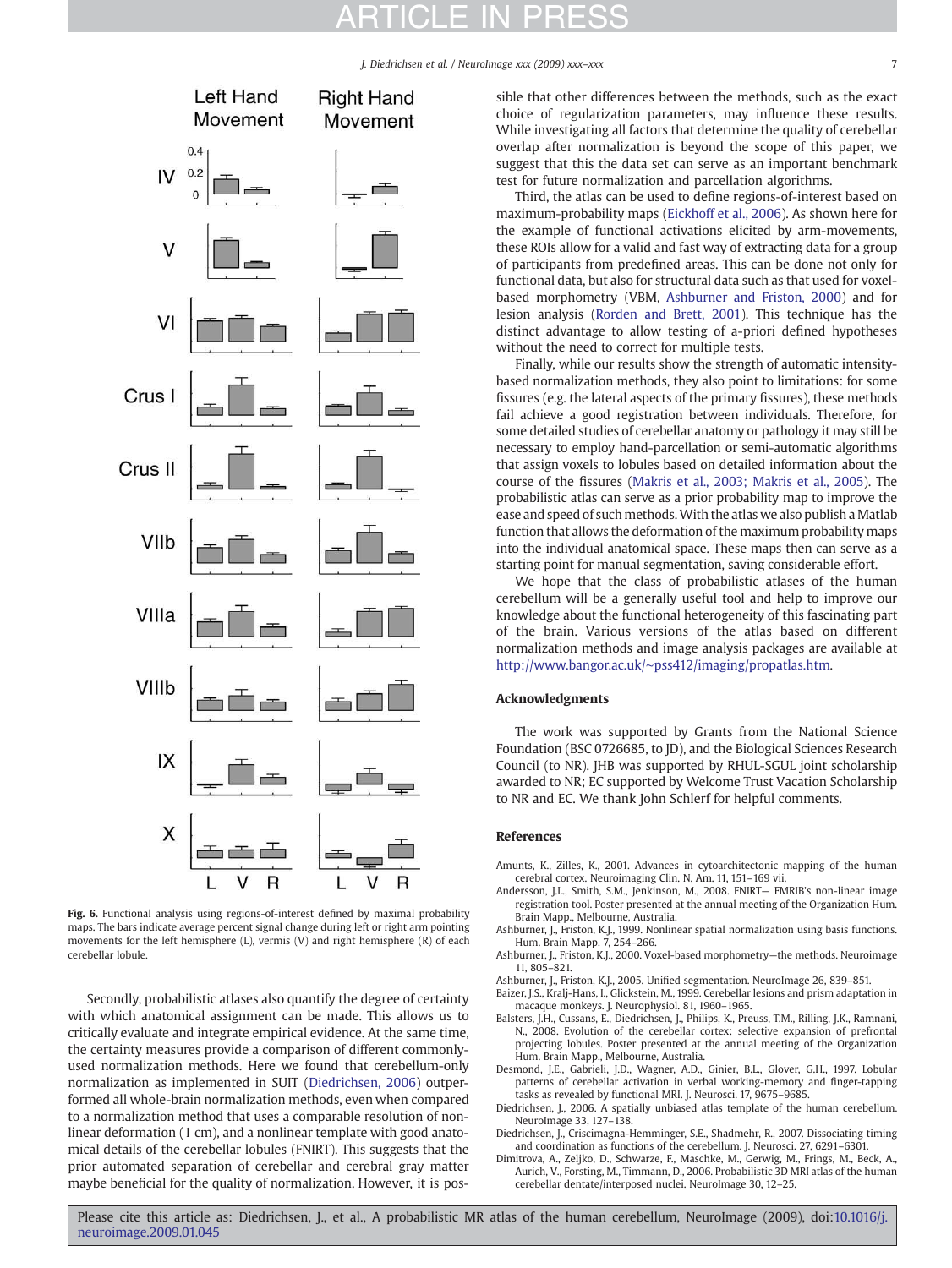Fig. 6. Functional analysis using regions-of-interest defined by maximal probability maps. The bars indicate average percent signal change during left or right arm pointing movements for the left hemisphere (L), vermis (V) and right hemisphere (R) of each cerebellar lobule.

Secondly, probabilistic atlases also quantify the degree of certainty with which anatomical assignment can be made. This allows us to critically evaluate and integrate empirical evidence. At the same time, the certainty measures provide a comparison of different commonly-used normalization methods. Here we found that cerebellum-only normalization as implemented in SUIT (Diedrichsen, 2006) outperformed all whole-brain normalization methods, even when compared to a normalization method that uses a comparable resolution of non-linear deformation (1 cm), and a nonlinear template with good anatomical details of the cerebellar lobules (FNIRT). This suggests that the prior automated separation of cerebellar and cerebral gray matter maybe beneficial for the quality of normalization. However, it is possible that other differences between the methods, such as the exact choice of regularization parameters, may influence these results. While investigating all factors that determine the quality of cerebellar overlap after normalization is beyond the scope of this paper, we suggest that this data set can serve as an important benchmark test for future normalization and parcellation algorithms.

Third, the atlas can be used to define regions-of-interest based on maximum-probability maps (Eickhoff et al., 2006). As shown here for the example of functional activations elicited by arm-movements, these ROIs allow for a valid and fast way of extracting data for a group of participants from predefined areas. This can be done not only for functional data, but also for structural data such as that used for voxel-based morphometry (VBM, Ashburner and Friston, 2000) and for lesion analysis (Rorden and Brett, 2001). This technique has the distinct advantage to allow testing of a-priori defined hypotheses without the need to correct for multiple tests.

Finally, while our results show the strength of automatic intensity-based normalization methods, they also point to limitations: for some fissures (e.g. the lateral aspects of the primary fissures), these methods fail achieve a good registration between individuals. Therefore, for some detailed studies of cerebellar anatomy or pathology it may still be necessary to employ hand-parcellation or semi-automatic algorithms that assign voxels to lobules based on detailed information about the course of the fissures (Makris et al., 2003; Makris et al., 2005). The probabilistic atlas can serve as a prior probability map to improve the ease and speed of such methods. With the atlas we also publish a Matlab function that allows the deformation of the maximum probability maps into the individual anatomical space. These maps then can serve as a starting point for manual segmentation, saving considerable effort.

We hope that the class of probabilistic atlases of the human cerebellum will be a generally useful tool and help to improve our knowledge about the functional heterogeneity of this fascinating part of the brain. Various versions of the atlas based on different normalization methods and image analysis packages are available at http://www.bangor.ac.uk/~pss412/imaging/propatlas.htm.

## Acknowledgments

The work was supported by Grants from the National Science Foundation (BSC 0726685, to JD), and the Biological Sciences Research Council (to NR). JHB was supported by RHUL-SCUIT joint scholarship awarded to NR; EC supported by Welcome Trust Vacation Scholarship to NR and EC. We thank John Schlerf for helpful comments.

## References

Amunts, K., Zilles, K., 2001. Advances in cytoarchitectonic mapping of the human cerebral cortex. Neuroimaging Clin. N. Am. 11, 151–169 vii.

Andersson, J.L., Smith, S.M., Jenkinson, M., 2008. FNIRT— FMRIB's non-linear image registration tool. Poster presented at the annual meeting of the Organization Hum. Brain Mapp., Melbourne, Australia.

Ashburner, J., Friston, K.J., 1999. Nonlinear spatial normalization using basis functions. Hum. Brain Mapp. 7, 254–266.

Ashburner, J., Friston, K.J., 2000. Voxel-based morphometry—the methods. Neuroimage 11, 805–821.

Ashburner, J., Friston, K.J., 2005. Unified segmentation. NeuroImage 26, 839–851.

Baizer, J.S., Kralj-Hans, I., Glickstein, M., 1999. Cerebellar lesions and prism adaptation in macaque monkeys. J. Neurophysiol. 81, 1960–1965.

Balsters, J.H., Cussans, E., Diedrichsen, J., Philips, K., Preuss, T.M., Rilling, J.K., Ramnani, N., 2008. Evolution of the cerebellar cortex: selective expansion of prefrontal projecting lobules. Poster presented at the annual meeting of the Organization Hum. Brain Mapp., Melbourne, Australia.

Desmond, J.E., Gabrieli, J.D., Wagner, A.D., Ginier, B.L., Glover, G.H., 1997. Lobular patterns of cerebellar activation in verbal working-memory and finger-tapping tasks as revealed by functional MRI. J. Neurosci. 17, 9675–9685.

Diedrichsen, J., 2006. A spatially unbiased atlas template of the human cerebellum. NeuroImage 33, 127–138.

Diedrichsen, J., Criscimagna-Hemminger, S.E., Shadmehr, R., 2007. Dissociating timing and coordination as functions of the cerebellum. J. Neurosci. 27, 6291–6301.

Dimitrova, A., Zeljko, D., Schwarze, F., Maschke, M., Gerwig, M., Frings, M., Beck, A., Aurich, V., Forsting, M., Timmann, D., 2006. Probabilistic 3D MRI atlas of the human cerebellar dentate/interposed nuclei. NeuroImage 30, 12–25.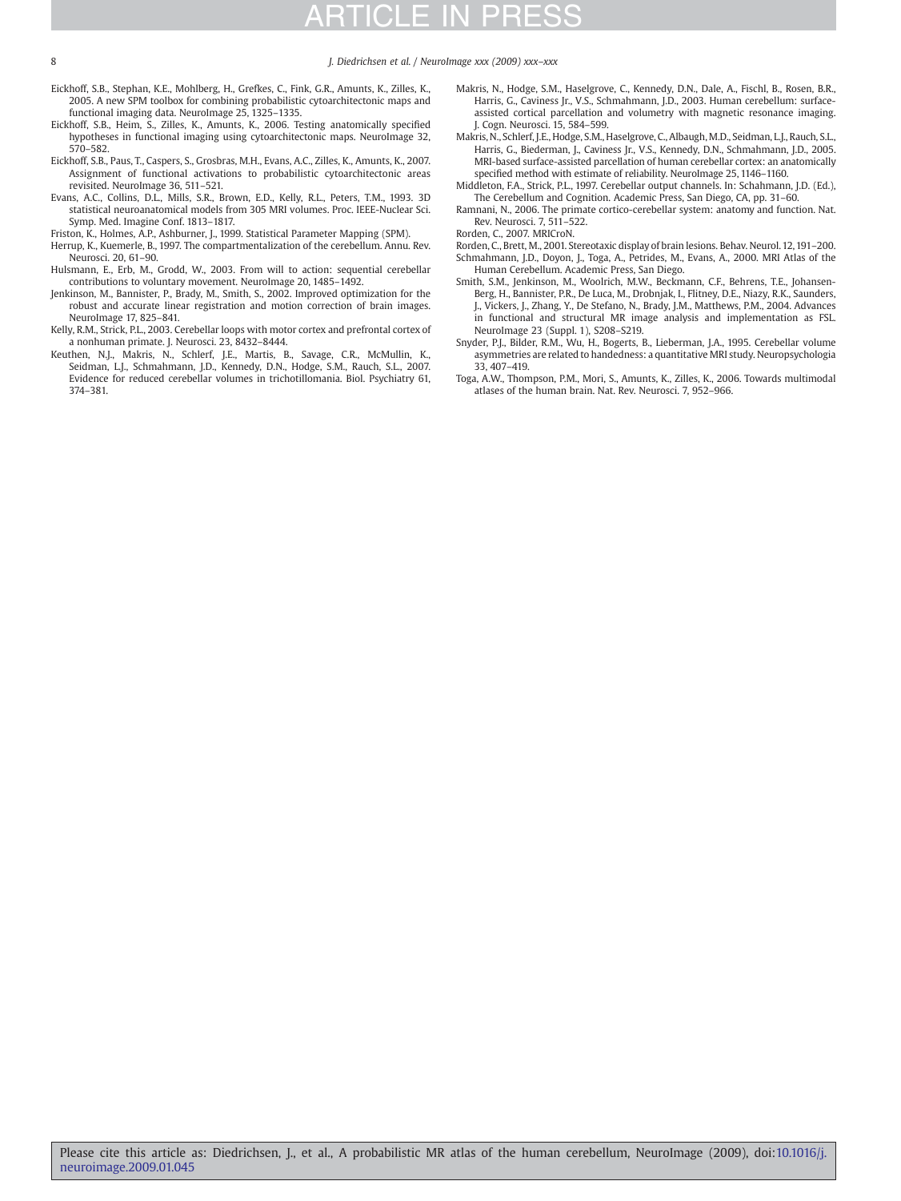Eickhoff, S.B., Stephan, K.E., Mohlberg, H., Grefkes, C., Fink, G.R., Amunts, K., Zilles, K., 2005. A new SPM toolbox for combining probabilistic cytoarchitectonic maps and functional imaging data. NeuroImage 25, 1325–1335.

Eickhoff, S.B., Heim, S., Zilles, K., Amunts, K., 2006. Testing anatomically specified hypotheses in functional imaging using cytoarchitectonic maps. NeuroImage 32, 570–582.

Eickhoff, S.B., Paus, T., Caspers, S., Grosbras, M.H., Evans, A.C., Zilles, K., Amunts, K., 2007. Assignment of functional activations to probabilistic cytoarchitectonic areas revisited. NeuroImage 36, 511–521.

Evans, A.C., Collins, D.L., Mills, S.R., Brown, E.D., Kelly, R.L., Peters, T.M., 1993. 3D statistical neuroanatomical models from 305 MRI volumes. Proc. IEEE-Nuclear Sci. Symp. Med. Imagine Conf. 1813–1817.

Friston, K., Holmes, A.P., Ashburner, J., 1999. Statistical Parameter Mapping (SPM).

Herrup, K., Kuemerle, B., 1997. The compartmentalization of the cerebellum. Annu. Rev. Neurosci. 20, 61–90.

Hulsmann, E., Erb, M., Grodd, W., 2003. From will to action: sequential cerebellar contributions to voluntary movement. NeuroImage 20, 1485–1492.

Jenkinson, M., Bannister, P., Brady, M., Smith, S., 2002. Improved optimization for the robust and accurate linear registration and motion correction of brain images. NeuroImage 17, 825–841.

Kelly, R.M., Strick, P.L., 2003. Cerebellar loops with motor cortex and prefrontal cortex of a nonhuman primate. J. Neurosci. 23, 8432–8444.

Keuthen, N.J., Makris, N., Schlerf, J.E., Martis, B., Savage, C.R., McMullin, K., Seidman, L.J., Schmahmann, J.D., Kennedy, D.N., Hodge, S.M., Rauch, S.L., 2007. Evidence for reduced cerebellar volumes in trichotillomania. Biol. Psychiatry 61, 374–381.

Makris, N., Hodge, S.M., Haselgrove, C., Kennedy, D.N., Dale, A., Fischl, B., Rosen, B.R., Harris, G., Caviness Jr., V.S., Schmahmann, J.D., 2003. Human cerebellum: surface-assisted cortical parcellation and volumetry with magnetic resonance imaging. J. Cogn. Neurosci. 15, 584–599.

Makris, N., Schlerf, J.E., Hodge, S.M., Haselgrove, C., Albaugh, M.D., Seidman, L.J., Rauch, S.L., Harris, G., Biederman, J., Caviness Jr., V.S., Kennedy, D.N., Schmahmann, J.D., 2005. MRI-based surface-assisted parcellation of human cerebellar cortex: an anatomically specified method with estimate of reliability. NeuroImage 25, 1146–1160.

Middleton, F.A., Strick, P.L., 1997. Cerebellar output channels. In: Schahmann, J.D. (Ed.), The Cerebellum and Cognition. Academic Press, San Diego, CA, pp. 31–60.

Ramnani, N., 2006. The primate cortico-cerebellar system: anatomy and function. Nat. Rev. Neurosci. 7, 511–522.

Rorden, C., 2007. MRICroN.

Rorden, C., Brett, M., 2001. Stereotaxic display of brain lesions. Behav. Neurol. 12, 191–200.

Schmahmann, J.D., Doyon, J., Toga, A., Petrides, M., Evans, A., 2000. MRI Atlas of the Human Cerebellum. Academic Press, San Diego.

Smith, S.M., Jenkinson, M., Woolrich, M.W., Beckmann, C.F., Behrens, T.E., Johansen-Berg, H., Bannister, P.R., De Luca, M., Drobnjak, I., Flitney, D.E., Niazy, R.K., Saunders, J., Vickers, J., Zhang, Y., De Stefano, N., Brady, J.M., Matthews, P.M., 2004. Advances in functional and structural MR image analysis and implementation as FSL. NeuroImage 23 (Suppl. 1), S208–S219.

Snyder, P.J., Bilder, R.M., Wu, H., Bogerts, B., Lieberman, J.A., 1995. Cerebellar volume asymmetries are related to handedness: a quantitative MRI study. Neuropsychologia 33, 407–419.

Toga, A.W., Thompson, P.M., Mori, S., Amunts, K., Zilles, K., 2006. Towards multimodal atlases of the human brain. Nat. Rev. Neurosci. 7, 952–966.